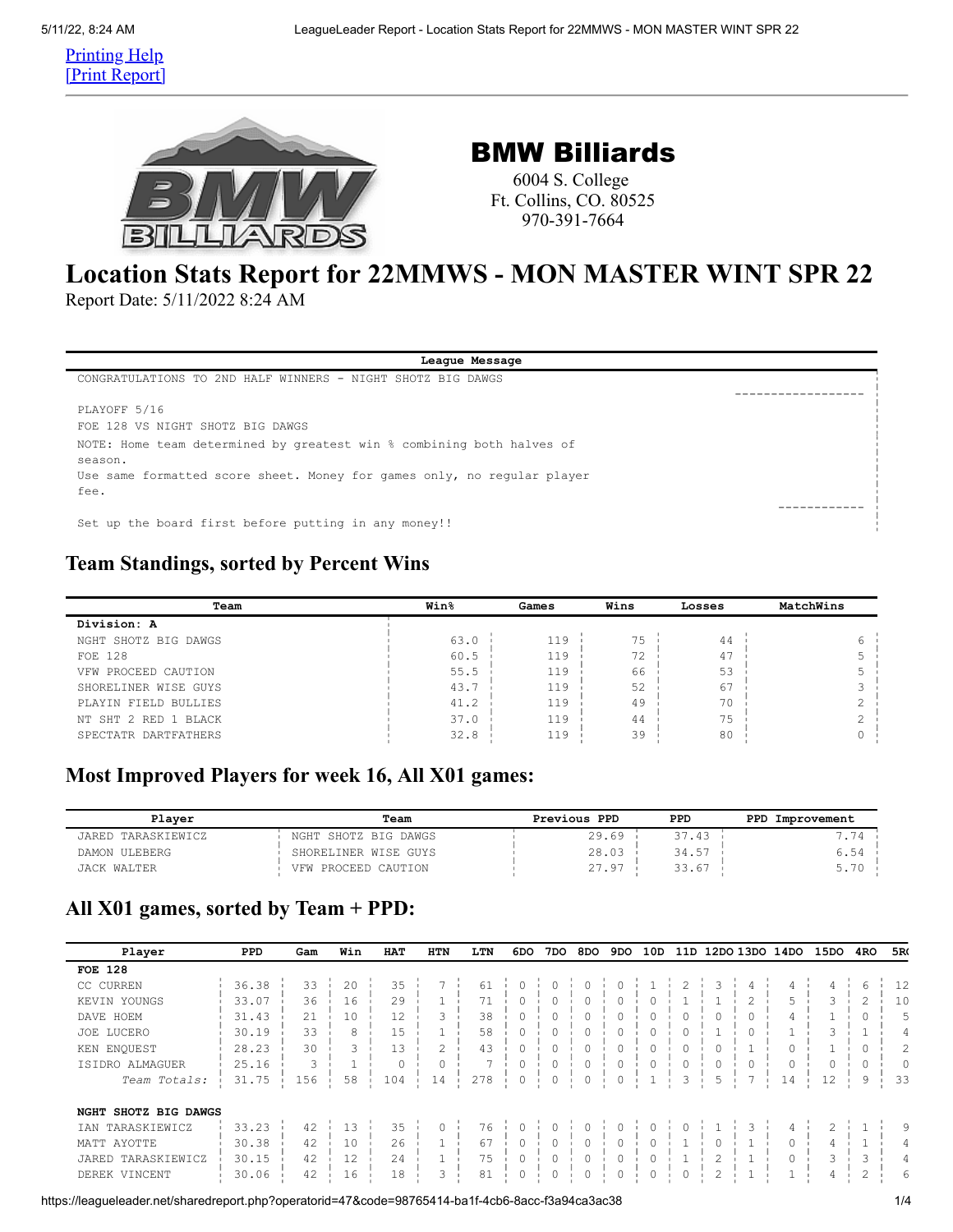Printing Help
[Print Report]

# BMW Billiards

6004 S. College
Ft. Collins, CO. 80525
970-391-7664

# Location Stats Report for 22MMWS - MON MASTER WINT SPR 22

Report Date: 5/11/2022 8:24 AM

| League Message |
| --- |
| CONGRATULATIONS TO 2ND HALF WINNERS - NIGHT SHOTZ BIG DAWGS |
| ------------------ |
| PLAYOFF 5/16 |
| FOE 128 VS NIGHT SHOTZ BIG DAWGS |
| NOTE: Home team determined by greatest win % combining both halves of season. |
| Use same formatted score sheet. Money for games only, no regular player fee. |
| ------------ |
| Set up the board first before putting in any money!! |

## Team Standings, sorted by Percent Wins

| Team | Win% | Games | Wins | Losses | MatchWins |
| --- | --- | --- | --- | --- | --- |
| **Division: A** | | | | | |
| NGHT SHOTZ BIG DAWGS | 63.0 | 119 | 75 | 44 | 6 |
| FOE 128 | 60.5 | 119 | 72 | 47 | 5 |
| VFW PROCEED CAUTION | 55.5 | 119 | 66 | 53 | 5 |
| SHORELINER WISE GUYS | 43.7 | 119 | 52 | 67 | 3 |
| PLAYIN FIELD BULLIES | 41.2 | 119 | 49 | 70 | 2 |
| NT SHT 2 RED 1 BLACK | 37.0 | 119 | 44 | 75 | 2 |
| SPECTATR DARTFATHERS | 32.8 | 119 | 39 | 80 | 0 |

## Most Improved Players for week 16, All X01 games:

| Player | Team | Previous PPD | PPD | PPD Improvement |
| --- | --- | --- | --- | --- |
| JARED TARASKIEWICZ | NGHT SHOTZ BIG DAWGS | 29.69 | 37.43 | 7.74 |
| DAMON ULEBERG | SHORELINER WISE GUYS | 28.03 | 34.57 | 6.54 |
| JACK WALTER | VFW PROCEED CAUTION | 27.97 | 33.67 | 5.70 |

## All X01 games, sorted by Team + PPD:

| Player | PPD | Gam | Win | HAT | HTN | LTN | 6DO | 7DO | 8DO | 9DO | 10D | 11D | 12DO | 13DO | 14DO | 15DO | 4RO | 5R |
| --- | --- | --- | --- | --- | --- | --- | --- | --- | --- | --- | --- | --- | --- | --- | --- | --- | --- | --- |
| **FOE 128** | | | | | | | | | | | | | | | | | | |
| CC CURREN | 36.38 | 33 | 20 | 35 | 7 | 61 | 0 | 0 | 0 | 0 | 1 | 2 | 3 | 4 | 4 | 4 | 6 | 12 |
| KEVIN YOUNGS | 33.07 | 36 | 16 | 29 | 1 | 71 | 0 | 0 | 0 | 0 | 0 | 1 | 1 | 2 | 5 | 3 | 2 | 10 |
| DAVE HOEM | 31.43 | 21 | 10 | 12 | 3 | 38 | 0 | 0 | 0 | 0 | 0 | 0 | 0 | 0 | 4 | 1 | 0 | 5 |
| JOE LUCERO | 30.19 | 33 | 8 | 15 | 1 | 58 | 0 | 0 | 0 | 0 | 0 | 0 | 1 | 0 | 1 | 3 | 1 | 4 |
| KEN ENQUEST | 28.23 | 30 | 3 | 13 | 2 | 43 | 0 | 0 | 0 | 0 | 0 | 0 | 0 | 1 | 0 | 1 | 0 | 2 |
| ISIDRO ALMAGUER | 25.16 | 3 | 1 | 0 | 0 | 7 | 0 | 0 | 0 | 0 | 0 | 0 | 0 | 0 | 0 | 0 | 0 | 0 |
| *Team Totals:* | 31.75 | 156 | 58 | 104 | 14 | 278 | 0 | 0 | 0 | 0 | 1 | 3 | 5 | 7 | 14 | 12 | 9 | 33 |
| **NGHT SHOTZ BIG DAWGS** | | | | | | | | | | | | | | | | | | |
| IAN TARASKIEWICZ | 33.23 | 42 | 13 | 35 | 0 | 76 | 0 | 0 | 0 | 0 | 0 | 0 | 1 | 3 | 4 | 2 | 1 | 9 |
| MATT AYOTTE | 30.38 | 42 | 10 | 26 | 1 | 67 | 0 | 0 | 0 | 0 | 0 | 1 | 0 | 1 | 0 | 4 | 1 | 4 |
| JARED TARASKIEWICZ | 30.15 | 42 | 12 | 24 | 1 | 75 | 0 | 0 | 0 | 0 | 0 | 1 | 2 | 1 | 0 | 3 | 3 | 4 |
| DEREK VINCENT | 30.06 | 42 | 16 | 18 | 3 | 81 | 0 | 0 | 0 | 0 | 0 | 0 | 2 | 1 | 1 | 4 | 2 | 6 |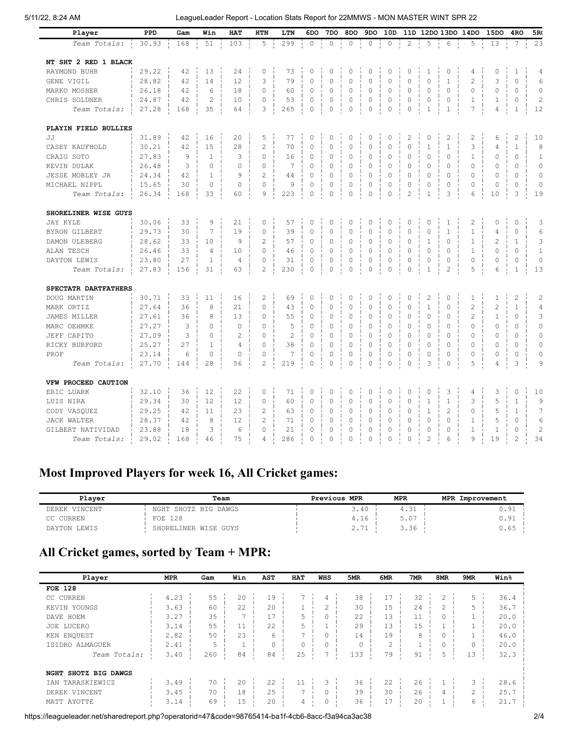| Player | PPD | Gam | Win | HAT | HTN | LTN | 6DO | 7DO | 8DO | 9DO | 10D | 11D | 12DO | 13DO | 14DO | 15DO | 4RO | 5R |
|---|---|---|---|---|---|---|---|---|---|---|---|---|---|---|---|---|---|---|
| *Team Totals:* | 30.93 | 168 | 51 | 103 | 5 | 299 | 0 | 0 | 0 | 0 | 0 | 2 | 5 | 6 | 5 | 13 | 7 | 23 |
| **NT SHT 2 RED 1 BLACK** | | | | | | | | | | | | | | | | | | |
| RAYMOND BUHR | 29.22 | 42 | 13 | 24 | 0 | 73 | 0 | 0 | 0 | 0 | 0 | 0 | 1 | 0 | 4 | 0 | 1 | 4 |
| GENE VIGIL | 28.82 | 42 | 14 | 12 | 3 | 79 | 0 | 0 | 0 | 0 | 0 | 0 | 0 | 1 | 2 | 3 | 0 | 6 |
| MARKO MOSHER | 26.18 | 42 | 6 | 18 | 0 | 60 | 0 | 0 | 0 | 0 | 0 | 0 | 0 | 0 | 0 | 0 | 0 | 0 |
| CHRIS SOLDNER | 24.87 | 42 | 2 | 10 | 0 | 53 | 0 | 0 | 0 | 0 | 0 | 0 | 0 | 0 | 1 | 1 | 0 | 2 |
| *Team Totals:* | 27.28 | 168 | 35 | 64 | 3 | 265 | 0 | 0 | 0 | 0 | 0 | 0 | 1 | 1 | 7 | 4 | 1 | 12 |
| **PLAYIN FIELD BULLIES** | | | | | | | | | | | | | | | | | | |
| JJ | 31.89 | 42 | 16 | 20 | 5 | 77 | 0 | 0 | 0 | 0 | 0 | 2 | 0 | 2 | 2 | 6 | 2 | 10 |
| CASEY KAUFHOLD | 30.21 | 42 | 15 | 28 | 2 | 70 | 0 | 0 | 0 | 0 | 0 | 0 | 1 | 1 | 3 | 4 | 1 | 8 |
| CRAIG SOTO | 27.83 | 9 | 1 | 3 | 0 | 16 | 0 | 0 | 0 | 0 | 0 | 0 | 0 | 0 | 1 | 0 | 0 | 1 |
| KEVIN DULAK | 26.48 | 3 | 0 | 0 | 0 | 7 | 0 | 0 | 0 | 0 | 0 | 0 | 0 | 0 | 0 | 0 | 0 | 0 |
| JESSE MOBLEY JR | 24.34 | 42 | 1 | 9 | 2 | 44 | 0 | 0 | 0 | 0 | 0 | 0 | 0 | 0 | 0 | 0 | 0 | 0 |
| MICHAEL NIPPL | 15.65 | 30 | 0 | 0 | 0 | 9 | 0 | 0 | 0 | 0 | 0 | 0 | 0 | 0 | 0 | 0 | 0 | 0 |
| *Team Totals:* | 26.34 | 168 | 33 | 60 | 9 | 223 | 0 | 0 | 0 | 0 | 0 | 2 | 1 | 3 | 6 | 10 | 3 | 19 |
| **SHORELINER WISE GUYS** | | | | | | | | | | | | | | | | | | |
| JAY KYLE | 30.06 | 33 | 9 | 21 | 0 | 57 | 0 | 0 | 0 | 0 | 0 | 0 | 0 | 1 | 2 | 0 | 0 | 3 |
| BYRON GILBERT | 29.73 | 30 | 7 | 19 | 0 | 39 | 0 | 0 | 0 | 0 | 0 | 0 | 0 | 1 | 1 | 4 | 0 | 6 |
| DAMON ULEBERG | 28.62 | 33 | 10 | 9 | 2 | 57 | 0 | 0 | 0 | 0 | 0 | 0 | 1 | 0 | 1 | 2 | 1 | 3 |
| ALAN TESCH | 26.46 | 33 | 4 | 10 | 0 | 46 | 0 | 0 | 0 | 0 | 0 | 0 | 0 | 0 | 1 | 0 | 0 | 1 |
| DAYTON LEWIS | 23.80 | 27 | 1 | 4 | 0 | 31 | 0 | 0 | 0 | 0 | 0 | 0 | 0 | 0 | 0 | 0 | 0 | 0 |
| *Team Totals:* | 27.83 | 156 | 31 | 63 | 2 | 230 | 0 | 0 | 0 | 0 | 0 | 0 | 1 | 2 | 5 | 6 | 1 | 13 |
| **SPECTATR DARTFATHERS** | | | | | | | | | | | | | | | | | | |
| DOUG MARTIN | 30.71 | 33 | 11 | 16 | 2 | 69 | 0 | 0 | 0 | 0 | 0 | 0 | 2 | 0 | 1 | 1 | 2 | 2 |
| MARK ORTIZ | 27.64 | 36 | 8 | 21 | 0 | 43 | 0 | 0 | 0 | 0 | 0 | 0 | 1 | 0 | 2 | 2 | 1 | 4 |
| JAMES MILLER | 27.61 | 36 | 8 | 13 | 0 | 55 | 0 | 0 | 0 | 0 | 0 | 0 | 0 | 0 | 2 | 1 | 0 | 3 |
| MARC OEHMKE | 27.27 | 3 | 0 | 0 | 0 | 5 | 0 | 0 | 0 | 0 | 0 | 0 | 0 | 0 | 0 | 0 | 0 | 0 |
| JEFF CAPITO | 27.09 | 3 | 0 | 2 | 0 | 2 | 0 | 0 | 0 | 0 | 0 | 0 | 0 | 0 | 0 | 0 | 0 | 0 |
| RICKY BURFORD | 25.27 | 27 | 1 | 4 | 0 | 38 | 0 | 0 | 0 | 0 | 0 | 0 | 0 | 0 | 0 | 0 | 0 | 0 |
| PROF | 23.14 | 6 | 0 | 0 | 0 | 7 | 0 | 0 | 0 | 0 | 0 | 0 | 0 | 0 | 0 | 0 | 0 | 0 |
| *Team Totals:* | 27.70 | 144 | 28 | 56 | 2 | 219 | 0 | 0 | 0 | 0 | 0 | 0 | 3 | 0 | 5 | 4 | 3 | 9 |
| **VFW PROCEED CAUTION** | | | | | | | | | | | | | | | | | | |
| ERIC LUARK | 32.10 | 36 | 12 | 22 | 0 | 71 | 0 | 0 | 0 | 0 | 0 | 0 | 0 | 3 | 4 | 3 | 0 | 10 |
| LUIS NIRA | 29.34 | 30 | 12 | 12 | 0 | 60 | 0 | 0 | 0 | 0 | 0 | 0 | 1 | 1 | 3 | 5 | 1 | 9 |
| CODY VASQUEZ | 29.25 | 42 | 11 | 23 | 2 | 63 | 0 | 0 | 0 | 0 | 0 | 0 | 1 | 2 | 0 | 5 | 1 | 7 |
| JACK WALTER | 28.37 | 42 | 8 | 12 | 2 | 71 | 0 | 0 | 0 | 0 | 0 | 0 | 0 | 0 | 1 | 5 | 0 | 6 |
| GILBERT NATIVIDAD | 23.88 | 18 | 3 | 6 | 0 | 21 | 0 | 0 | 0 | 0 | 0 | 0 | 0 | 0 | 1 | 1 | 0 | 2 |
| *Team Totals:* | 29.02 | 168 | 46 | 75 | 4 | 286 | 0 | 0 | 0 | 0 | 0 | 0 | 2 | 6 | 9 | 19 | 2 | 34 |

## Most Improved Players for week 16, All Cricket games:

| Player | Team | Previous MPR | MPR | MPR Improvement |
|---|---|---|---|---|
| DEREK VINCENT | NGHT SHOTZ BIG DAWGS | 3.40 | 4.31 | 0.91 |
| CC CURREN | FOE 128 | 4.16 | 5.07 | 0.91 |
| DAYTON LEWIS | SHORELINER WISE GUYS | 2.71 | 3.36 | 0.65 |

## All Cricket games, sorted by Team + MPR:

| Player | MPR | Gam | Win | AST | HAT | WHS | 5MR | 6MR | 7MR | 8MR | 9MR | Win% |
|---|---|---|---|---|---|---|---|---|---|---|---|---|
| **FOE 128** | | | | | | | | | | | | |
| CC CURREN | 4.23 | 55 | 20 | 19 | 7 | 4 | 38 | 17 | 32 | 2 | 5 | 36.4 |
| KEVIN YOUNGS | 3.63 | 60 | 22 | 20 | 1 | 2 | 30 | 15 | 24 | 2 | 5 | 36.7 |
| DAVE HOEM | 3.27 | 35 | 7 | 17 | 5 | 0 | 22 | 13 | 11 | 0 | 1 | 20.0 |
| JOE LUCERO | 3.14 | 55 | 11 | 22 | 5 | 1 | 29 | 13 | 15 | 1 | 1 | 20.0 |
| KEN ENQUEST | 2.82 | 50 | 23 | 6 | 7 | 0 | 14 | 19 | 8 | 0 | 1 | 46.0 |
| ISIDRO ALMAGUER | 2.41 | 5 | 1 | 0 | 0 | 0 | 0 | 2 | 1 | 0 | 0 | 20.0 |
| *Team Totals:* | 3.40 | 260 | 84 | 84 | 25 | 7 | 133 | 79 | 91 | 5 | 13 | 32.3 |
| **NGHT SHOTZ BIG DAWGS** | | | | | | | | | | | | |
| IAN TARASKIEWICZ | 3.49 | 70 | 20 | 22 | 11 | 3 | 36 | 22 | 26 | 1 | 3 | 28.6 |
| DEREK VINCENT | 3.45 | 70 | 18 | 25 | 7 | 0 | 39 | 30 | 26 | 4 | 2 | 25.7 |
| MATT AYOTTE | 3.14 | 69 | 15 | 20 | 4 | 0 | 36 | 17 | 20 | 1 | 6 | 21.7 |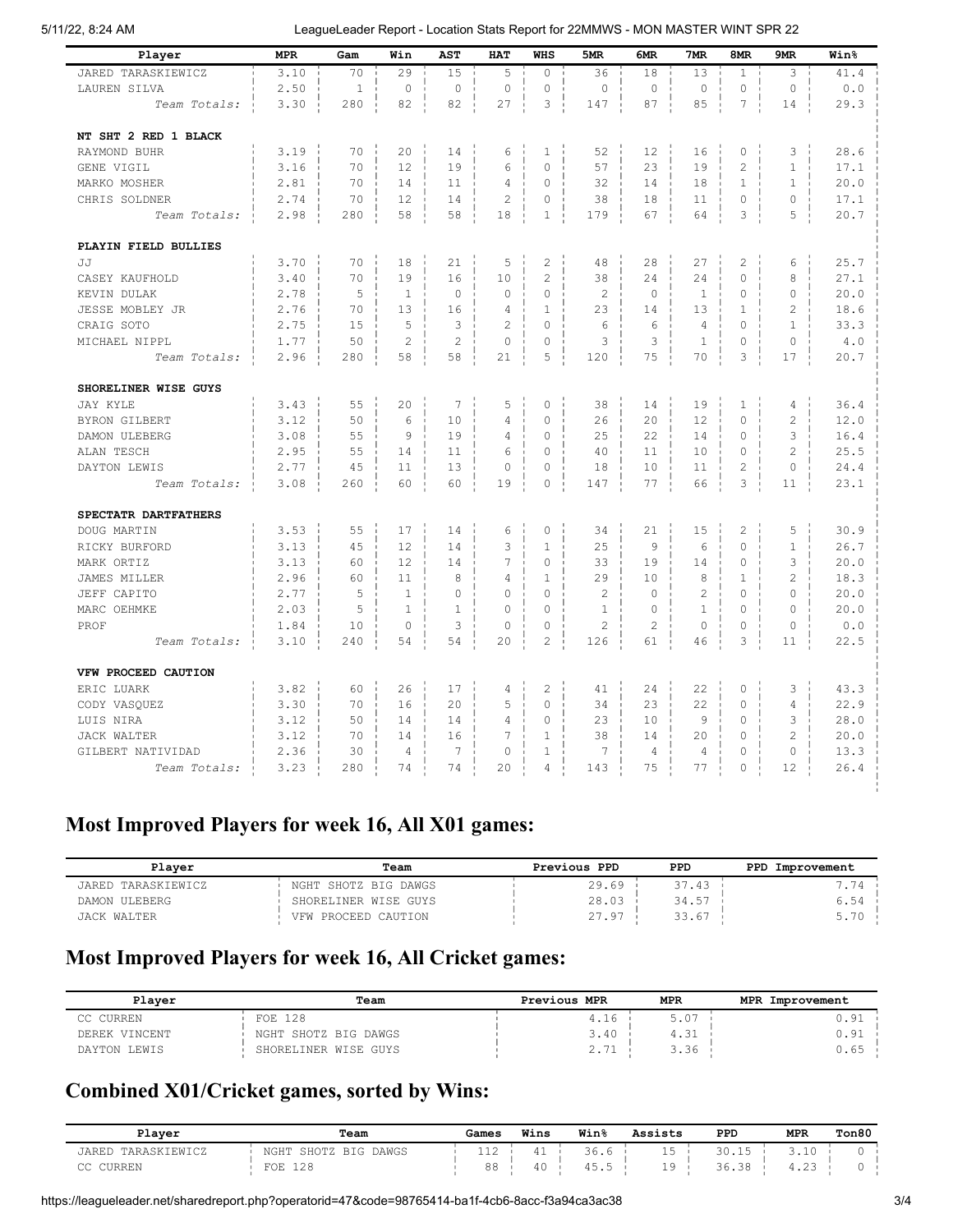| Player | MPR | Gam | Win | AST | HAT | WHS | 5MR | 6MR | 7MR | 8MR | 9MR | Win% |
|---|---|---|---|---|---|---|---|---|---|---|---|---|
| JARED TARASKIEWICZ | 3.10 | 70 | 29 | 15 | 5 | 0 | 36 | 18 | 13 | 1 | 3 | 41.4 |
| LAUREN SILVA | 2.50 | 1 | 0 | 0 | 0 | 0 | 0 | 0 | 0 | 0 | 0 | 0.0 |
| *Team Totals:* | 3.30 | 280 | 82 | 82 | 27 | 3 | 147 | 87 | 85 | 7 | 14 | 29.3 |
| **NT SHT 2 RED 1 BLACK** | | | | | | | | | | | | |
| RAYMOND BUHR | 3.19 | 70 | 20 | 14 | 6 | 1 | 52 | 12 | 16 | 0 | 3 | 28.6 |
| GENE VIGIL | 3.16 | 70 | 12 | 19 | 6 | 0 | 57 | 23 | 19 | 2 | 1 | 17.1 |
| MARKO MOSHER | 2.81 | 70 | 14 | 11 | 4 | 0 | 32 | 14 | 18 | 1 | 1 | 20.0 |
| CHRIS SOLDNER | 2.74 | 70 | 12 | 14 | 2 | 0 | 38 | 18 | 11 | 0 | 0 | 17.1 |
| *Team Totals:* | 2.98 | 280 | 58 | 58 | 18 | 1 | 179 | 67 | 64 | 3 | 5 | 20.7 |
| **PLAYIN FIELD BULLIES** | | | | | | | | | | | | |
| JJ | 3.70 | 70 | 18 | 21 | 5 | 2 | 48 | 28 | 27 | 2 | 6 | 25.7 |
| CASEY KAUFHOLD | 3.40 | 70 | 19 | 16 | 10 | 2 | 38 | 24 | 24 | 0 | 8 | 27.1 |
| KEVIN DULAK | 2.78 | 5 | 1 | 0 | 0 | 0 | 2 | 0 | 1 | 0 | 0 | 20.0 |
| JESSE MOBLEY JR | 2.76 | 70 | 13 | 16 | 4 | 1 | 23 | 14 | 13 | 1 | 2 | 18.6 |
| CRAIG SOTO | 2.75 | 15 | 5 | 3 | 2 | 0 | 6 | 6 | 4 | 0 | 1 | 33.3 |
| MICHAEL NIPPL | 1.77 | 50 | 2 | 2 | 0 | 0 | 3 | 3 | 1 | 0 | 0 | 4.0 |
| *Team Totals:* | 2.96 | 280 | 58 | 58 | 21 | 5 | 120 | 75 | 70 | 3 | 17 | 20.7 |
| **SHORELINER WISE GUYS** | | | | | | | | | | | | |
| JAY KYLE | 3.43 | 55 | 20 | 7 | 5 | 0 | 38 | 14 | 19 | 1 | 4 | 36.4 |
| BYRON GILBERT | 3.12 | 50 | 6 | 10 | 4 | 0 | 26 | 20 | 12 | 0 | 2 | 12.0 |
| DAMON ULEBERG | 3.08 | 55 | 9 | 19 | 4 | 0 | 25 | 22 | 14 | 0 | 3 | 16.4 |
| ALAN TESCH | 2.95 | 55 | 14 | 11 | 6 | 0 | 40 | 11 | 10 | 0 | 2 | 25.5 |
| DAYTON LEWIS | 2.77 | 45 | 11 | 13 | 0 | 0 | 18 | 10 | 11 | 2 | 0 | 24.4 |
| *Team Totals:* | 3.08 | 260 | 60 | 60 | 19 | 0 | 147 | 77 | 66 | 3 | 11 | 23.1 |
| **SPECTATR DARTFATHERS** | | | | | | | | | | | | |
| DOUG MARTIN | 3.53 | 55 | 17 | 14 | 6 | 0 | 34 | 21 | 15 | 2 | 5 | 30.9 |
| RICKY BURFORD | 3.13 | 45 | 12 | 14 | 3 | 1 | 25 | 9 | 6 | 0 | 1 | 26.7 |
| MARK ORTIZ | 3.13 | 60 | 12 | 14 | 7 | 0 | 33 | 19 | 14 | 0 | 3 | 20.0 |
| JAMES MILLER | 2.96 | 60 | 11 | 8 | 4 | 1 | 29 | 10 | 8 | 1 | 2 | 18.3 |
| JEFF CAPITO | 2.77 | 5 | 1 | 0 | 0 | 0 | 2 | 0 | 2 | 0 | 0 | 20.0 |
| MARC OEHMKE | 2.03 | 5 | 1 | 1 | 0 | 0 | 1 | 0 | 1 | 0 | 0 | 20.0 |
| PROF | 1.84 | 10 | 0 | 3 | 0 | 0 | 2 | 2 | 0 | 0 | 0 | 0.0 |
| *Team Totals:* | 3.10 | 240 | 54 | 54 | 20 | 2 | 126 | 61 | 46 | 3 | 11 | 22.5 |
| **VFW PROCEED CAUTION** | | | | | | | | | | | | |
| ERIC LUARK | 3.82 | 60 | 26 | 17 | 4 | 2 | 41 | 24 | 22 | 0 | 3 | 43.3 |
| CODY VASQUEZ | 3.30 | 70 | 16 | 20 | 5 | 0 | 34 | 23 | 22 | 0 | 4 | 22.9 |
| LUIS NIRA | 3.12 | 50 | 14 | 14 | 4 | 0 | 23 | 10 | 9 | 0 | 3 | 28.0 |
| JACK WALTER | 3.12 | 70 | 14 | 16 | 7 | 1 | 38 | 14 | 20 | 0 | 2 | 20.0 |
| GILBERT NATIVIDAD | 2.36 | 30 | 4 | 7 | 0 | 1 | 7 | 4 | 4 | 0 | 0 | 13.3 |
| *Team Totals:* | 3.23 | 280 | 74 | 74 | 20 | 4 | 143 | 75 | 77 | 0 | 12 | 26.4 |

## Most Improved Players for week 16, All X01 games:

| Player | Team | Previous PPD | PPD | PPD Improvement |
|---|---|---|---|---|
| JARED TARASKIEWICZ | NGHT SHOTZ BIG DAWGS | 29.69 | 37.43 | 7.74 |
| DAMON ULEBERG | SHORELINER WISE GUYS | 28.03 | 34.57 | 6.54 |
| JACK WALTER | VFW PROCEED CAUTION | 27.97 | 33.67 | 5.70 |

## Most Improved Players for week 16, All Cricket games:

| Player | Team | Previous MPR | MPR | MPR Improvement |
|---|---|---|---|---|
| CC CURREN | FOE 128 | 4.16 | 5.07 | 0.91 |
| DEREK VINCENT | NGHT SHOTZ BIG DAWGS | 3.40 | 4.31 | 0.91 |
| DAYTON LEWIS | SHORELINER WISE GUYS | 2.71 | 3.36 | 0.65 |

## Combined X01/Cricket games, sorted by Wins:

| Player | Team | Games | Wins | Win% | Assists | PPD | MPR | Ton80 |
|---|---|---|---|---|---|---|---|---|
| JARED TARASKIEWICZ | NGHT SHOTZ BIG DAWGS | 112 | 41 | 36.6 | 15 | 30.15 | 3.10 | 0 |
| CC CURREN | FOE 128 | 88 | 40 | 45.5 | 19 | 36.38 | 4.23 | 0 |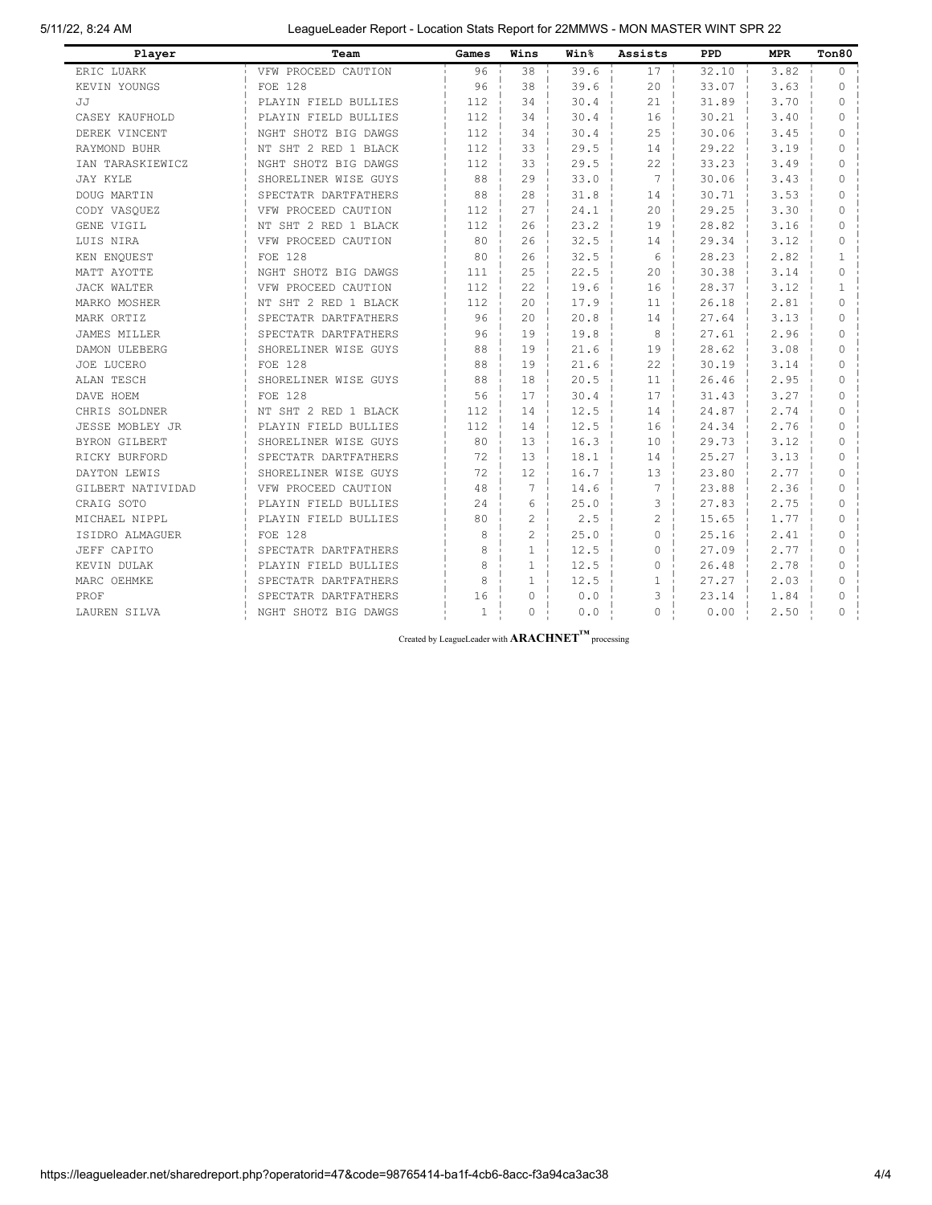| Player | Team | Games | Wins | Win% | Assists | PPD | MPR | Ton80 |
|---|---|---|---|---|---|---|---|---|
| ERIC LUARK | VFW PROCEED CAUTION | 96 | 38 | 39.6 | 17 | 32.10 | 3.82 | 0 |
| KEVIN YOUNGS | FOE 128 | 96 | 38 | 39.6 | 20 | 33.07 | 3.63 | 0 |
| JJ | PLAYIN FIELD BULLIES | 112 | 34 | 30.4 | 21 | 31.89 | 3.70 | 0 |
| CASEY KAUFHOLD | PLAYIN FIELD BULLIES | 112 | 34 | 30.4 | 16 | 30.21 | 3.40 | 0 |
| DEREK VINCENT | NGHT SHOTZ BIG DAWGS | 112 | 34 | 30.4 | 25 | 30.06 | 3.45 | 0 |
| RAYMOND BUHR | NT SHT 2 RED 1 BLACK | 112 | 33 | 29.5 | 14 | 29.22 | 3.19 | 0 |
| IAN TARASKIEWICZ | NGHT SHOTZ BIG DAWGS | 112 | 33 | 29.5 | 22 | 33.23 | 3.49 | 0 |
| JAY KYLE | SHORELINER WISE GUYS | 88 | 29 | 33.0 | 7 | 30.06 | 3.43 | 0 |
| DOUG MARTIN | SPECTATR DARTFATHERS | 88 | 28 | 31.8 | 14 | 30.71 | 3.53 | 0 |
| CODY VASQUEZ | VFW PROCEED CAUTION | 112 | 27 | 24.1 | 20 | 29.25 | 3.30 | 0 |
| GENE VIGIL | NT SHT 2 RED 1 BLACK | 112 | 26 | 23.2 | 19 | 28.82 | 3.16 | 0 |
| LUIS NIRA | VFW PROCEED CAUTION | 80 | 26 | 32.5 | 14 | 29.34 | 3.12 | 0 |
| KEN ENQUEST | FOE 128 | 80 | 26 | 32.5 | 6 | 28.23 | 2.82 | 1 |
| MATT AYOTTE | NGHT SHOTZ BIG DAWGS | 111 | 25 | 22.5 | 20 | 30.38 | 3.14 | 0 |
| JACK WALTER | VFW PROCEED CAUTION | 112 | 22 | 19.6 | 16 | 28.37 | 3.12 | 1 |
| MARKO MOSHER | NT SHT 2 RED 1 BLACK | 112 | 20 | 17.9 | 11 | 26.18 | 2.81 | 0 |
| MARK ORTIZ | SPECTATR DARTFATHERS | 96 | 20 | 20.8 | 14 | 27.64 | 3.13 | 0 |
| JAMES MILLER | SPECTATR DARTFATHERS | 96 | 19 | 19.8 | 8 | 27.61 | 2.96 | 0 |
| DAMON ULEBERG | SHORELINER WISE GUYS | 88 | 19 | 21.6 | 19 | 28.62 | 3.08 | 0 |
| JOE LUCERO | FOE 128 | 88 | 19 | 21.6 | 22 | 30.19 | 3.14 | 0 |
| ALAN TESCH | SHORELINER WISE GUYS | 88 | 18 | 20.5 | 11 | 26.46 | 2.95 | 0 |
| DAVE HOEM | FOE 128 | 56 | 17 | 30.4 | 17 | 31.43 | 3.27 | 0 |
| CHRIS SOLDNER | NT SHT 2 RED 1 BLACK | 112 | 14 | 12.5 | 14 | 24.87 | 2.74 | 0 |
| JESSE MOBLEY JR | PLAYIN FIELD BULLIES | 112 | 14 | 12.5 | 16 | 24.34 | 2.76 | 0 |
| BYRON GILBERT | SHORELINER WISE GUYS | 80 | 13 | 16.3 | 10 | 29.73 | 3.12 | 0 |
| RICKY BURFORD | SPECTATR DARTFATHERS | 72 | 13 | 18.1 | 14 | 25.27 | 3.13 | 0 |
| DAYTON LEWIS | SHORELINER WISE GUYS | 72 | 12 | 16.7 | 13 | 23.80 | 2.77 | 0 |
| GILBERT NATIVIDAD | VFW PROCEED CAUTION | 48 | 7 | 14.6 | 7 | 23.88 | 2.36 | 0 |
| CRAIG SOTO | PLAYIN FIELD BULLIES | 24 | 6 | 25.0 | 3 | 27.83 | 2.75 | 0 |
| MICHAEL NIPPL | PLAYIN FIELD BULLIES | 80 | 2 | 2.5 | 2 | 15.65 | 1.77 | 0 |
| ISIDRO ALMAGUER | FOE 128 | 8 | 2 | 25.0 | 0 | 25.16 | 2.41 | 0 |
| JEFF CAPITO | SPECTATR DARTFATHERS | 8 | 1 | 12.5 | 0 | 27.09 | 2.77 | 0 |
| KEVIN DULAK | PLAYIN FIELD BULLIES | 8 | 1 | 12.5 | 0 | 26.48 | 2.78 | 0 |
| MARC OEHMKE | SPECTATR DARTFATHERS | 8 | 1 | 12.5 | 1 | 27.27 | 2.03 | 0 |
| PROF | SPECTATR DARTFATHERS | 16 | 0 | 0.0 | 3 | 23.14 | 1.84 | 0 |
| LAUREN SILVA | NGHT SHOTZ BIG DAWGS | 1 | 0 | 0.0 | 0 | 0.00 | 2.50 | 0 |

Created by LeagueLeader with **ARACHNET™** processing